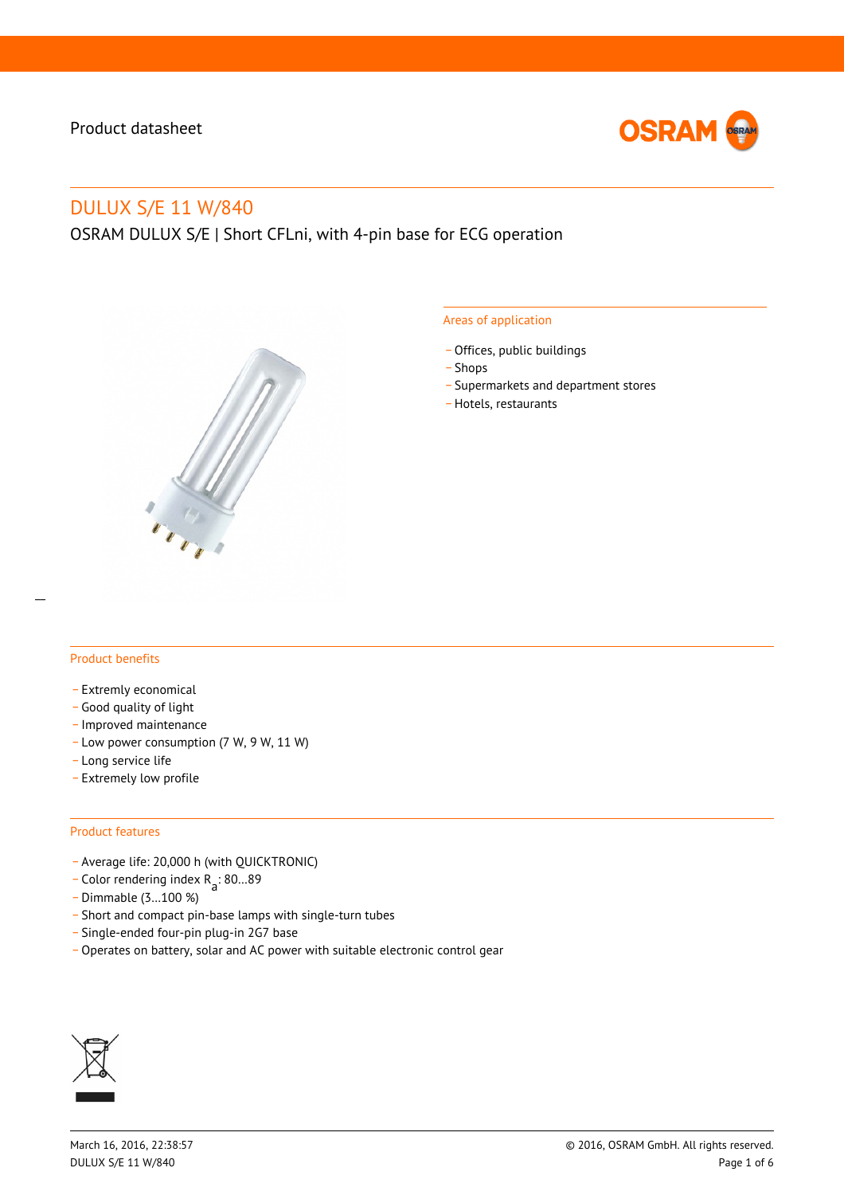Product datasheet

# DULUX S/E 11 W/840

OSRAM DULUX S/E | Short CFLni, with 4-pin base for ECG operation

## Areas of application

- Offices, public buildings
- Shops
- Supermarkets and department stores
- Hotels, restaurants

## Product benefits

- Extremly economical
- Good quality of light
- Improved maintenance
- Low power consumption (7 W, 9 W, 11 W)
- Long service life
- Extremely low profile

## Product features

- Average life: 20,000 h (with QUICKTRONIC)
- Color rendering index $R_a$: 80…89
- Dimmable (3…100 %)
- Short and compact pin-base lamps with single-turn tubes
- Single-ended four-pin plug-in 2G7 base
- Operates on battery, solar and AC power with suitable electronic control gear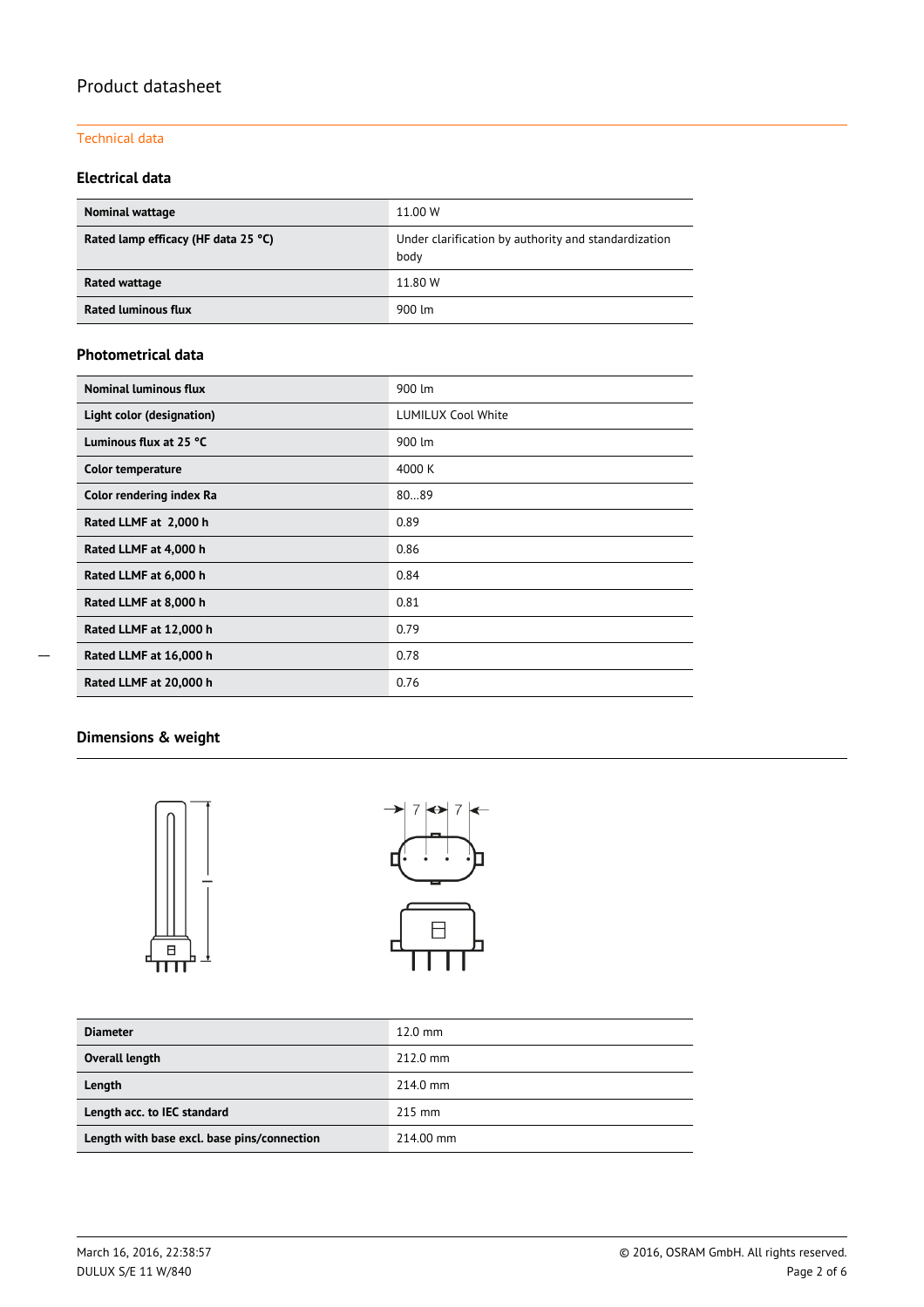## Technical data

### Electrical data

| | |
|---|---|
| **Nominal wattage** | 11.00 W |
| **Rated lamp efficacy (HF data 25 °C)** | Under clarification by authority and standardization body |
| **Rated wattage** | 11.80 W |
| **Rated luminous flux** | 900 lm |

### Photometrical data

| | |
|---|---|
| **Nominal luminous flux** | 900 lm |
| **Light color (designation)** | LUMILUX Cool White |
| **Luminous flux at 25 °C** | 900 lm |
| **Color temperature** | 4000 K |
| **Color rendering index Ra** | 80…89 |
| **Rated LLMF at 2,000 h** | 0.89 |
| **Rated LLMF at 4,000 h** | 0.86 |
| **Rated LLMF at 6,000 h** | 0.84 |
| **Rated LLMF at 8,000 h** | 0.81 |
| **Rated LLMF at 12,000 h** | 0.79 |
| **Rated LLMF at 16,000 h** | 0.78 |
| **Rated LLMF at 20,000 h** | 0.76 |

### Dimensions & weight

| | |
|---|---|
| **Diameter** | 12.0 mm |
| **Overall length** | 212.0 mm |
| **Length** | 214.0 mm |
| **Length acc. to IEC standard** | 215 mm |
| **Length with base excl. base pins/connection** | 214.00 mm |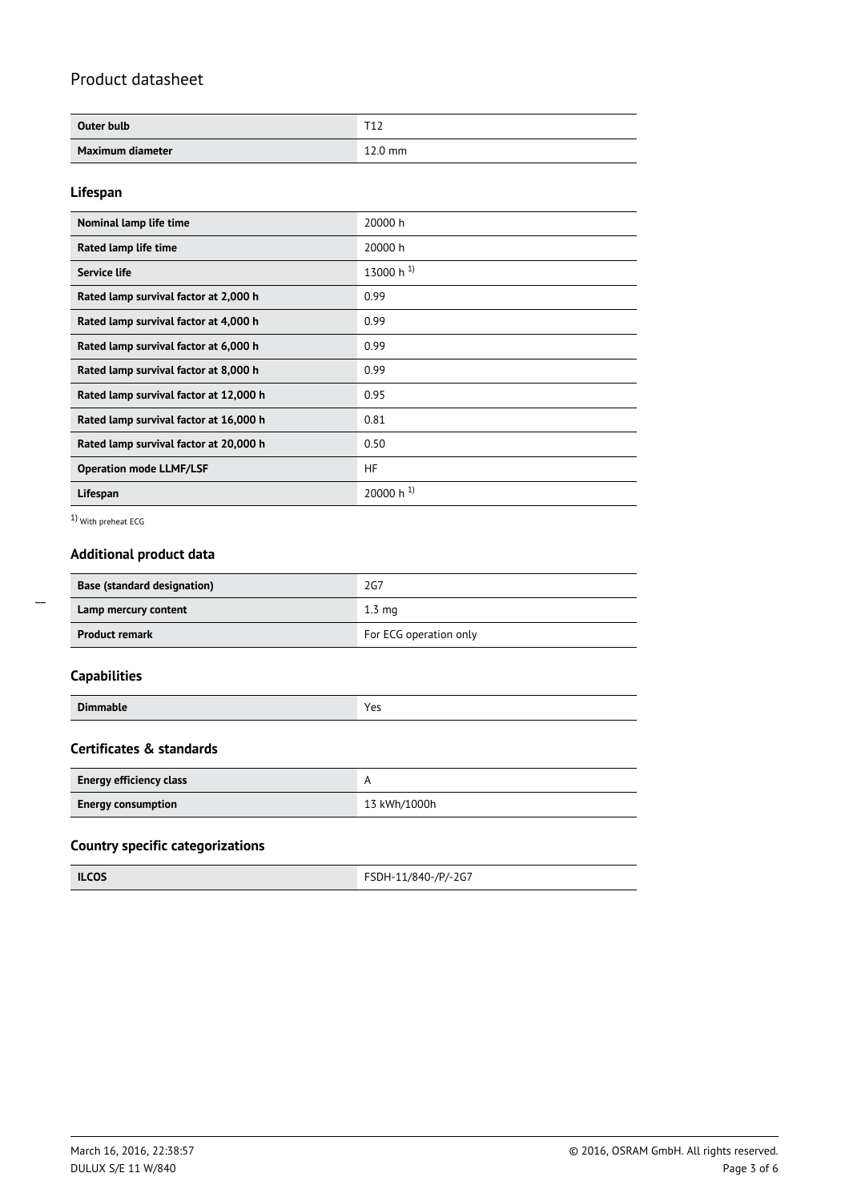| Outer bulb | T12 |
| --- | --- |
| Maximum diameter | 12.0 mm |

### Lifespan

| Nominal lamp life time | 20000 h |
| --- | --- |
| Rated lamp life time | 20000 h |
| Service life | 13000 h [1)] |
| Rated lamp survival factor at 2,000 h | 0.99 |
| Rated lamp survival factor at 4,000 h | 0.99 |
| Rated lamp survival factor at 6,000 h | 0.99 |
| Rated lamp survival factor at 8,000 h | 0.99 |
| Rated lamp survival factor at 12,000 h | 0.95 |
| Rated lamp survival factor at 16,000 h | 0.81 |
| Rated lamp survival factor at 20,000 h | 0.50 |
| Operation mode LLMF/LSF | HF |
| Lifespan | 20000 h [1)] |

[1)] With preheat ECG

### Additional product data

| Base (standard designation) | 2G7 |
| --- | --- |
| Lamp mercury content | 1.3 mg |
| Product remark | For ECG operation only |

### Capabilities

| Dimmable | Yes |
| --- | --- |

### Certificates & standards

| Energy efficiency class | A |
| --- | --- |
| Energy consumption | 13 kWh/1000h |

### Country specific categorizations

| ILCOS | FSDH-11/840-/P/-2G7 |
| --- | --- |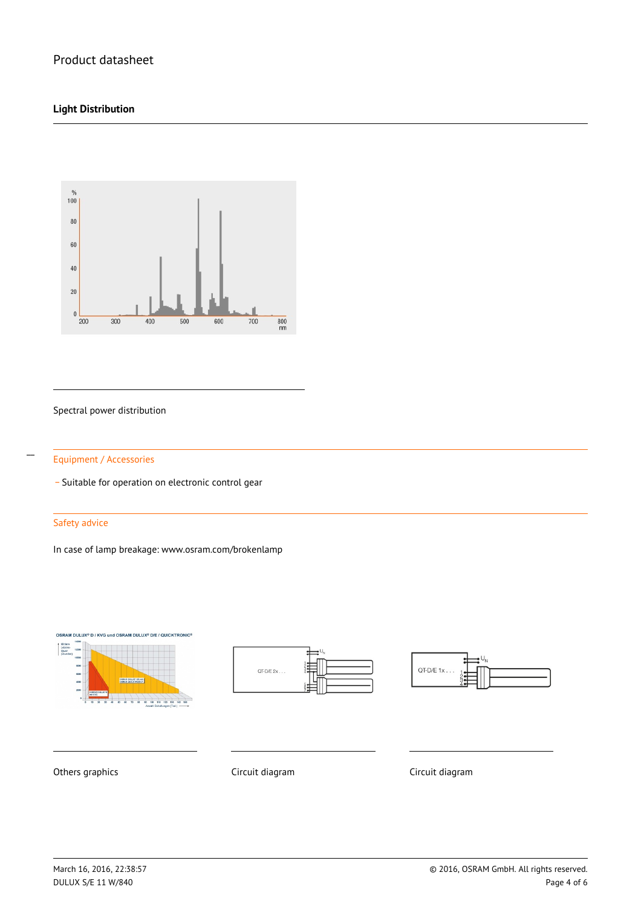Product datasheet

## Light Distribution

Spectral power distribution

### Equipment / Accessories

- Suitable for operation on electronic control gear

### Safety advice

In case of lamp breakage: www.osram.com/brokenlamp

Others graphics

Circuit diagram

Circuit diagram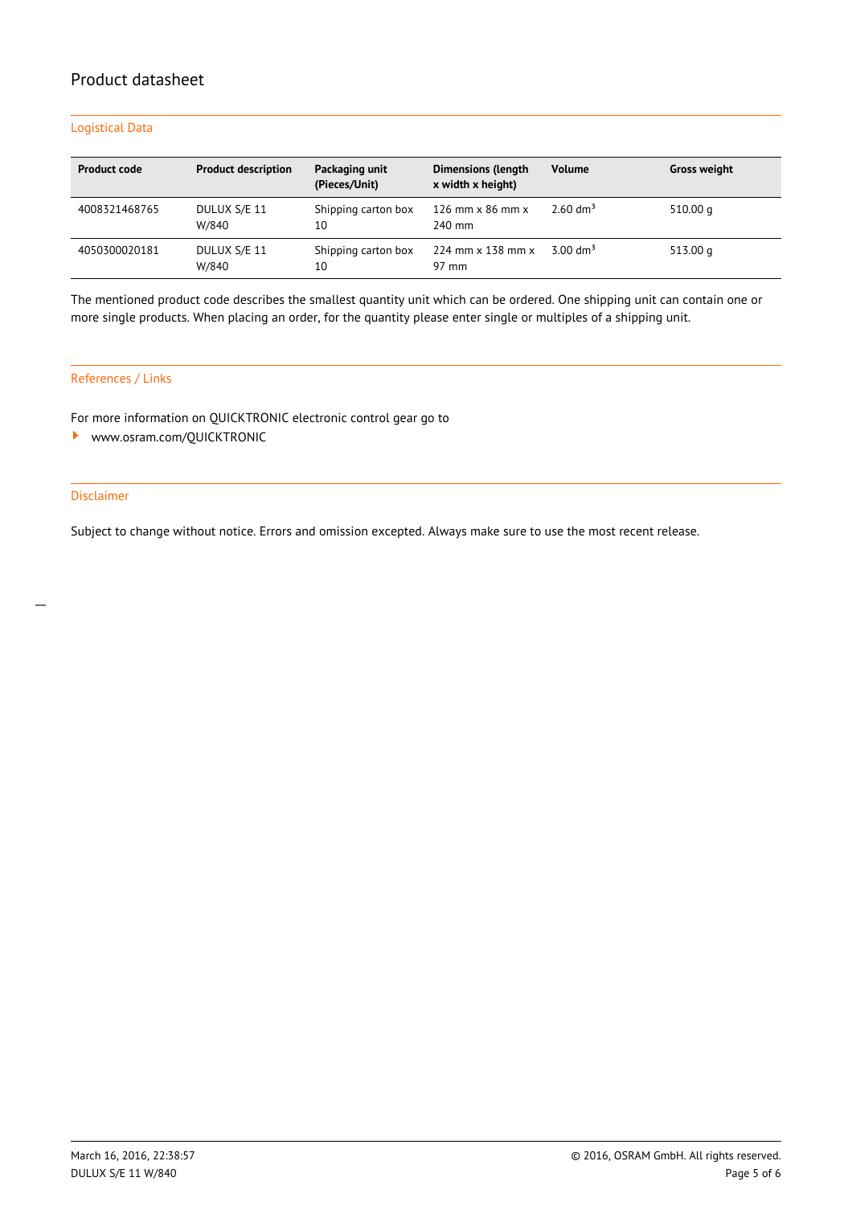# Product datasheet

## Logistical Data

| Product code | Product description | Packaging unit (Pieces/Unit) | Dimensions (length x width x height) | Volume | Gross weight |
| --- | --- | --- | --- | --- | --- |
| 4008321468765 | DULUX S/E 11 W/840 | Shipping carton box 10 | 126 mm x 86 mm x 240 mm | 2.60 $dm^3$ | 510.00 g |
| 4050300020181 | DULUX S/E 11 W/840 | Shipping carton box 10 | 224 mm x 138 mm x 97 mm | 3.00 $dm^3$ | 513.00 g |

The mentioned product code describes the smallest quantity unit which can be ordered. One shipping unit can contain one or more single products. When placing an order, for the quantity please enter single or multiples of a shipping unit.

## References / Links

For more information on QUICKTRONIC electronic control gear go to

- www.osram.com/QUICKTRONIC

## Disclaimer

Subject to change without notice. Errors and omission excepted. Always make sure to use the most recent release.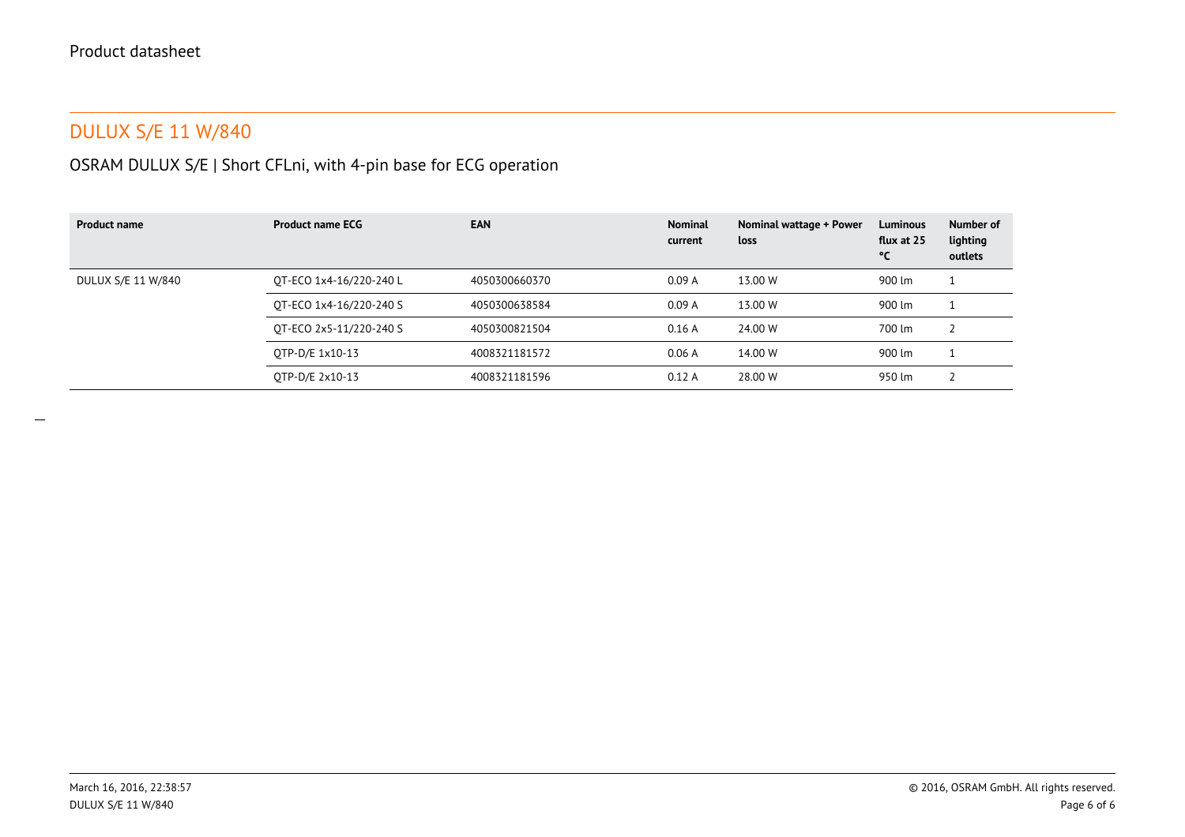## DULUX S/E 11 W/840

### OSRAM DULUX S/E | Short CFLni, with 4-pin base for ECG operation

| Product name | Product name ECG | EAN | Nominal current | Nominal wattage + Power loss | Luminous flux at 25 °C | Number of lighting outlets |
|---|---|---|---|---|---|---|
| DULUX S/E 11 W/840 | QT-ECO 1x4-16/220-240 L | 4050300660370 | 0.09 A | 13.00 W | 900 lm | 1 |
| | QT-ECO 1x4-16/220-240 S | 4050300638584 | 0.09 A | 13.00 W | 900 lm | 1 |
| | QT-ECO 2x5-11/220-240 S | 4050300821504 | 0.16 A | 24.00 W | 700 lm | 2 |
| | QTP-D/E 1x10-13 | 4008321181572 | 0.06 A | 14.00 W | 900 lm | 1 |
| | QTP-D/E 2x10-13 | 4008321181596 | 0.12 A | 28.00 W | 950 lm | 2 |